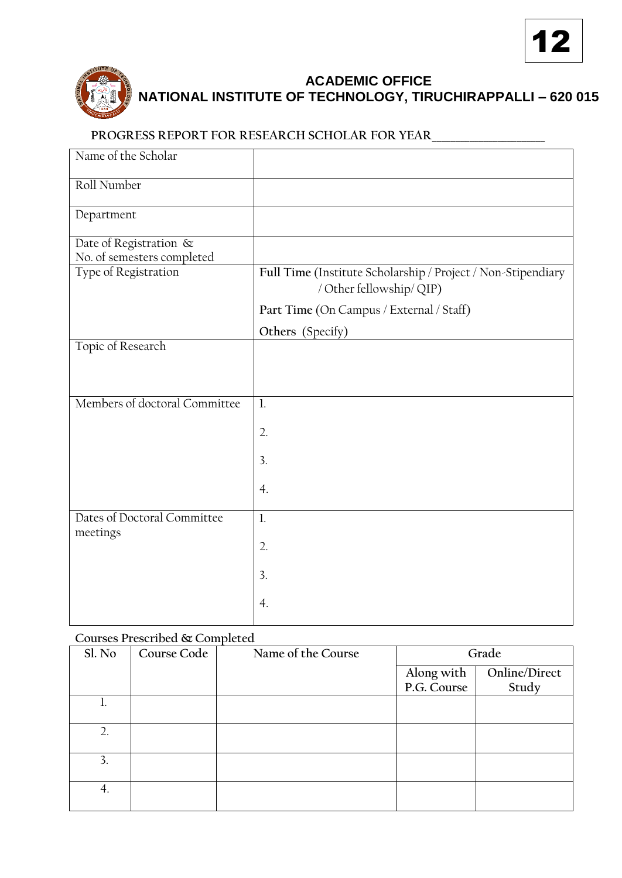12

## ACADEMIC OFFICE
## NATIONAL INSTITUTE OF TECHNOLOGY, TIRUCHIRAPPALLI – 620 015

### PROGRESS REPORT FOR RESEARCH SCHOLAR FOR YEAR___________________

| | |
|---|---|
| Name of the Scholar | |
| Roll Number | |
| Department | |
| Date of Registration & No. of semesters completed | |
| Type of Registration | **Full Time** (Institute Scholarship / Project / Non-Stipendiary / Other fellowship/ QIP)<br>**Part Time** (On Campus / External / Staff)<br>**Others** (Specify) |
| Topic of Research | |
| Members of doctoral Committee | 1.<br>2.<br>3.<br>4. |
| Dates of Doctoral Committee meetings | 1.<br>2.<br>3.<br>4. |

**Courses Prescribed & Completed**

| Sl. No | Course Code | Name of the Course | Grade | |
|---|---|---|---|---|
| | | | Along with P.G. Course | Online/Direct Study |
| 1. | | | | |
| 2. | | | | |
| 3. | | | | |
| 4. | | | | |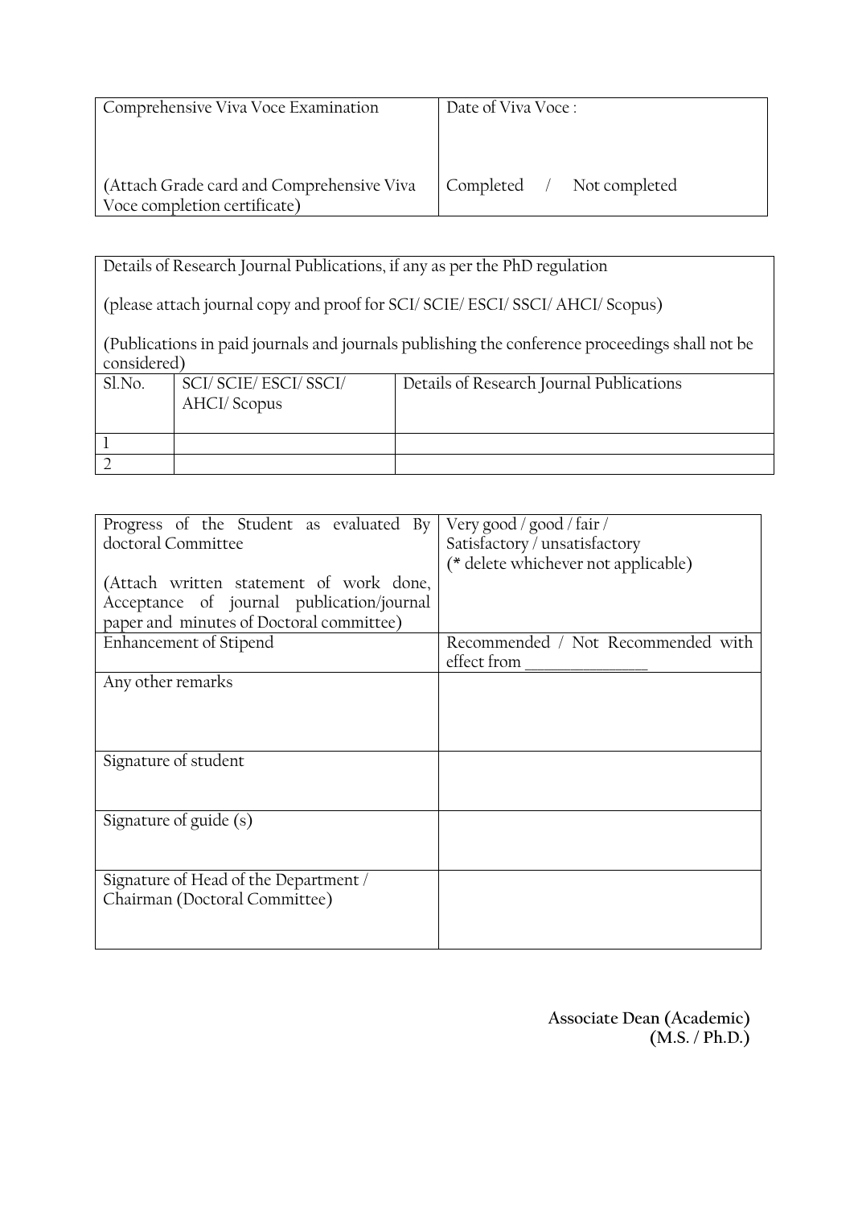| | |
|---|---|
| Comprehensive Viva Voce Examination<br><br>(Attach Grade card and Comprehensive Viva Voce completion certificate) | Date of Viva Voce :<br><br>Completed / Not completed |

| Details of Research Journal Publications, if any as per the PhD regulation<br><br>(please attach journal copy and proof for SCI/ SCIE/ ESCI/ SSCI/ AHCI/ Scopus)<br><br>(Publications in paid journals and journals publishing the conference proceedings shall not be considered) | | |
|---|---|---|
| Sl.No. | SCI/ SCIE/ ESCI/ SSCI/ AHCI/ Scopus | Details of Research Journal Publications |
| 1 | | |
| 2 | | |

| | |
|---|---|
| Progress of the Student as evaluated By doctoral Committee<br><br>(Attach written statement of work done, Acceptance of journal publication/journal paper and minutes of Doctoral committee) | Very good / good / fair / Satisfactory / unsatisfactory<br>(* delete whichever not applicable) |
| Enhancement of Stipend | Recommended / Not Recommended with effect from _______________ |
| Any other remarks | |
| Signature of student | |
| Signature of guide (s) | |
| Signature of Head of the Department / Chairman (Doctoral Committee) | |

**Associate Dean (Academic)**
**(M.S. / Ph.D.)**